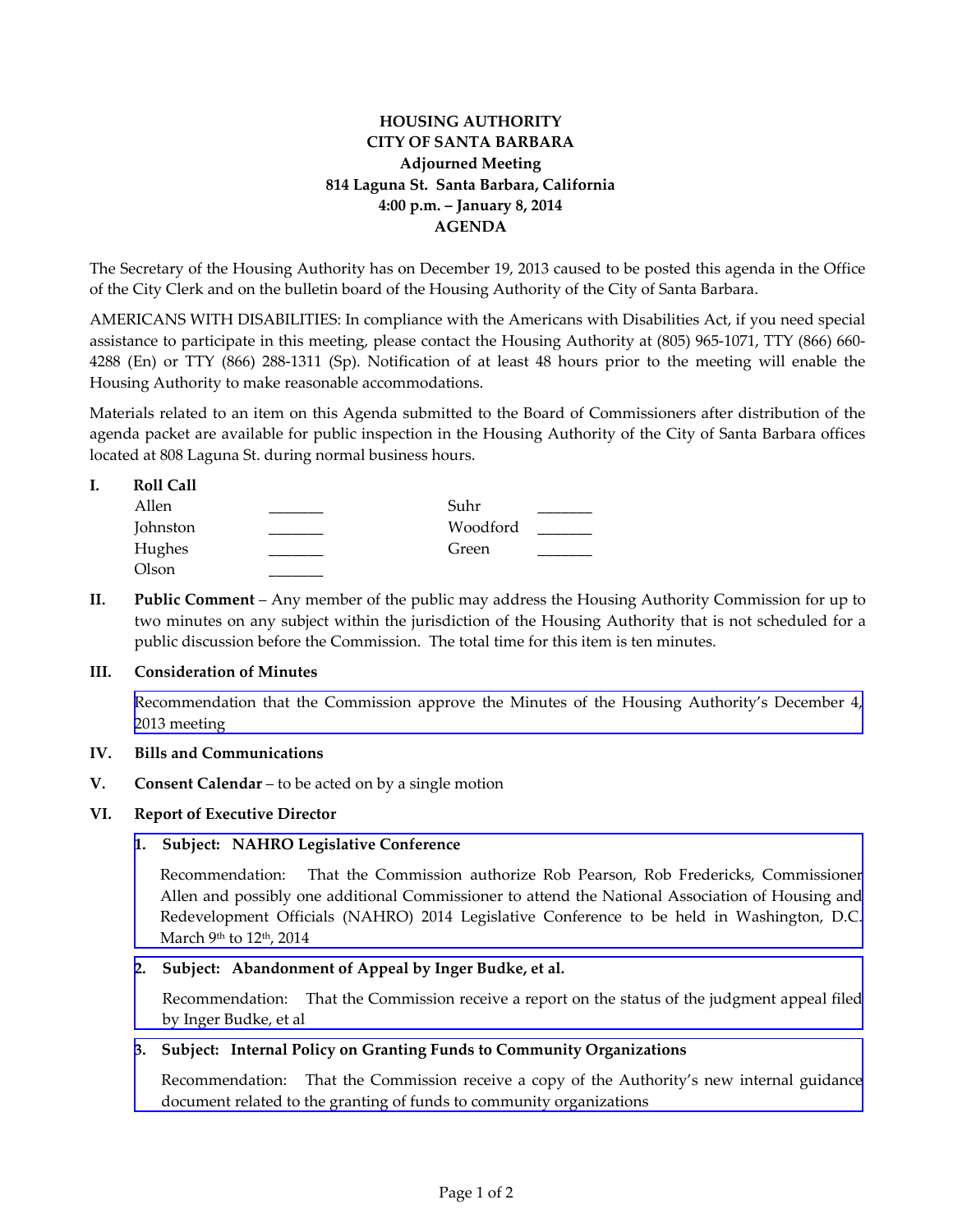**HOUSING AUTHORITY**
**CITY OF SANTA BARBARA**
**Adjourned Meeting**
**814 Laguna St. Santa Barbara, California**
**4:00 p.m. – January 8, 2014**
**AGENDA**

The Secretary of the Housing Authority has on December 19, 2013 caused to be posted this agenda in the Office of the City Clerk and on the bulletin board of the Housing Authority of the City of Santa Barbara.

AMERICANS WITH DISABILITIES: In compliance with the Americans with Disabilities Act, if you need special assistance to participate in this meeting, please contact the Housing Authority at (805) 965-1071, TTY (866) 660-4288 (En) or TTY (866) 288-1311 (Sp). Notification of at least 48 hours prior to the meeting will enable the Housing Authority to make reasonable accommodations.

Materials related to an item on this Agenda submitted to the Board of Commissioners after distribution of the agenda packet are available for public inspection in the Housing Authority of the City of Santa Barbara offices located at 808 Laguna St. during normal business hours.

**I. Roll Call**

| | | | |
|---|---|---|---|
| Allen | _______ | Suhr | _______ |
| Johnston | _______ | Woodford | _______ |
| Hughes | _______ | Green | _______ |
| Olson | _______ | | |

**II. Public Comment** – Any member of the public may address the Housing Authority Commission for up to two minutes on any subject within the jurisdiction of the Housing Authority that is not scheduled for a public discussion before the Commission. The total time for this item is ten minutes.

**III. Consideration of Minutes**

Recommendation that the Commission approve the Minutes of the Housing Authority's December 4, 2013 meeting

**IV. Bills and Communications**

**V. Consent Calendar** – to be acted on by a single motion

**VI. Report of Executive Director**

1. **Subject: NAHRO Legislative Conference**

   Recommendation: That the Commission authorize Rob Pearson, Rob Fredericks, Commissioner Allen and possibly one additional Commissioner to attend the National Association of Housing and Redevelopment Officials (NAHRO) 2014 Legislative Conference to be held in Washington, D.C. March 9th to 12th, 2014

2. **Subject: Abandonment of Appeal by Inger Budke, et al.**

   Recommendation: That the Commission receive a report on the status of the judgment appeal filed by Inger Budke, et al

3. **Subject: Internal Policy on Granting Funds to Community Organizations**

   Recommendation: That the Commission receive a copy of the Authority's new internal guidance document related to the granting of funds to community organizations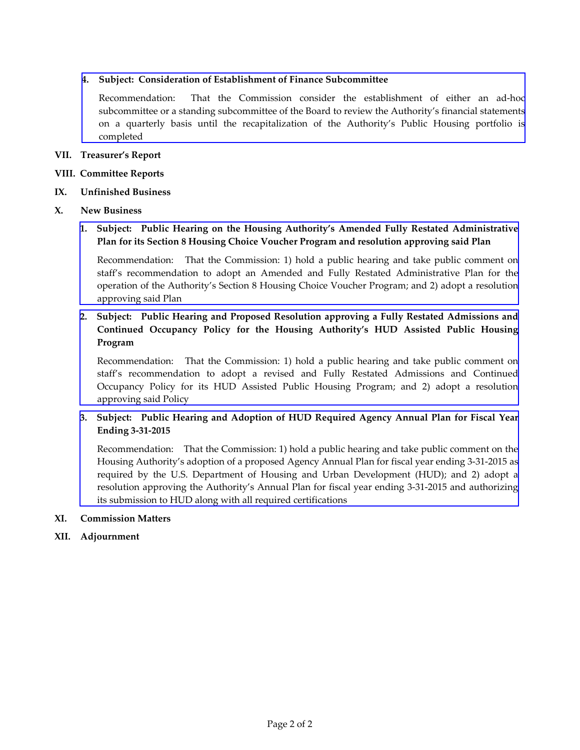4. **Subject: Consideration of Establishment of Finance Subcommittee**

   Recommendation: That the Commission consider the establishment of either an ad-hoc subcommittee or a standing subcommittee of the Board to review the Authority's financial statements on a quarterly basis until the recapitalization of the Authority's Public Housing portfolio is completed

**VII. Treasurer's Report**

**VIII. Committee Reports**

**IX. Unfinished Business**

**X. New Business**

1. **Subject: Public Hearing on the Housing Authority's Amended Fully Restated Administrative Plan for its Section 8 Housing Choice Voucher Program and resolution approving said Plan**

   Recommendation: That the Commission: 1) hold a public hearing and take public comment on staff's recommendation to adopt an Amended and Fully Restated Administrative Plan for the operation of the Authority's Section 8 Housing Choice Voucher Program; and 2) adopt a resolution approving said Plan

2. **Subject: Public Hearing and Proposed Resolution approving a Fully Restated Admissions and Continued Occupancy Policy for the Housing Authority's HUD Assisted Public Housing Program**

   Recommendation: That the Commission: 1) hold a public hearing and take public comment on staff's recommendation to adopt a revised and Fully Restated Admissions and Continued Occupancy Policy for its HUD Assisted Public Housing Program; and 2) adopt a resolution approving said Policy

3. **Subject: Public Hearing and Adoption of HUD Required Agency Annual Plan for Fiscal Year Ending 3-31-2015**

   Recommendation: That the Commission: 1) hold a public hearing and take public comment on the Housing Authority's adoption of a proposed Agency Annual Plan for fiscal year ending 3-31-2015 as required by the U.S. Department of Housing and Urban Development (HUD); and 2) adopt a resolution approving the Authority's Annual Plan for fiscal year ending 3-31-2015 and authorizing its submission to HUD along with all required certifications

**XI. Commission Matters**

**XII. Adjournment**